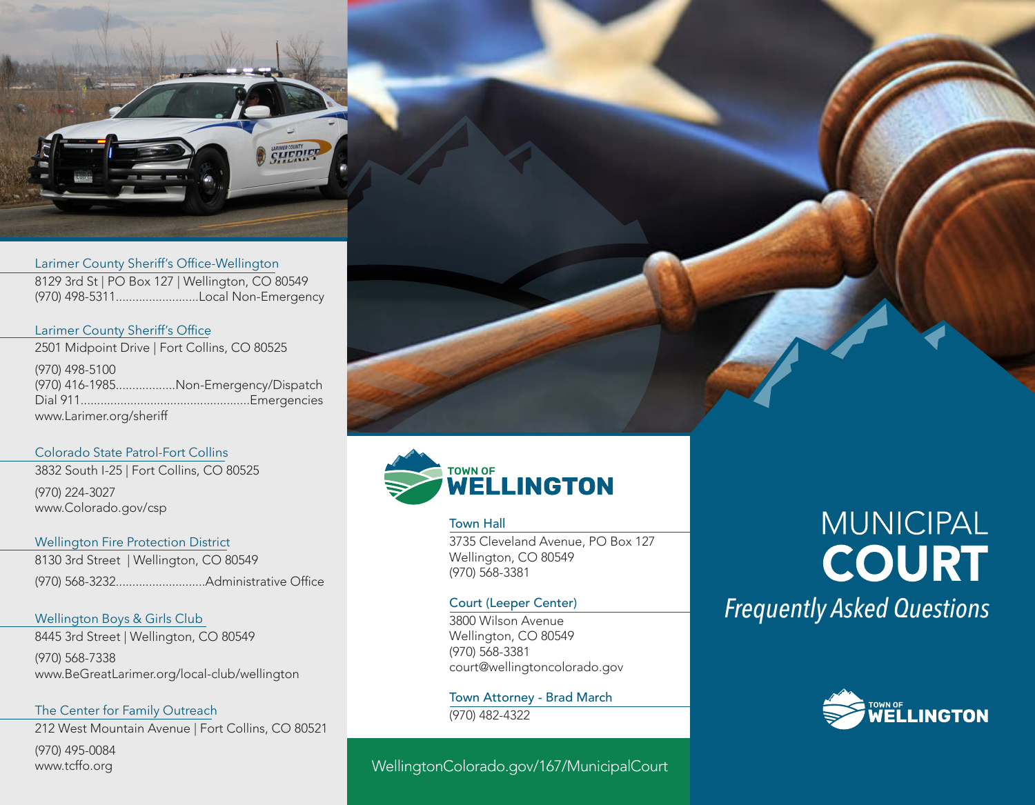### Larimer County Sheriff's Office-Wellington

8129 3rd St | PO Box 127 | Wellington, CO 80549
(970) 498-5311.........................Local Non-Emergency

### Larimer County Sheriff's Office

2501 Midpoint Drive | Fort Collins, CO 80525

(970) 498-5100
(970) 416-1985..................Non-Emergency/Dispatch
Dial 911..................................................Emergencies
www.Larimer.org/sheriff

### Colorado State Patrol-Fort Collins

3832 South I-25 | Fort Collins, CO 80525

(970) 224-3027
www.Colorado.gov/csp

### Wellington Fire Protection District

8130 3rd Street | Wellington, CO 80549

(970) 568-3232...........................Administrative Office

### Wellington Boys & Girls Club

8445 3rd Street | Wellington, CO 80549

(970) 568-7338
www.BeGreatLarimer.org/local-club/wellington

### The Center for Family Outreach

212 West Mountain Avenue | Fort Collins, CO 80521

(970) 495-0084
www.tcffo.org

---

**TOWN OF WELLINGTON**

### Town Hall

3735 Cleveland Avenue, PO Box 127
Wellington, CO 80549
(970) 568-3381

### Court (Leeper Center)

3800 Wilson Avenue
Wellington, CO 80549
(970) 568-3381
court@wellingtoncolorado.gov

### Town Attorney - Brad March

(970) 482-4322

WellingtonColorado.gov/167/MunicipalCourt

---

# MUNICIPAL **COURT**

*Frequently Asked Questions*

**TOWN OF WELLINGTON**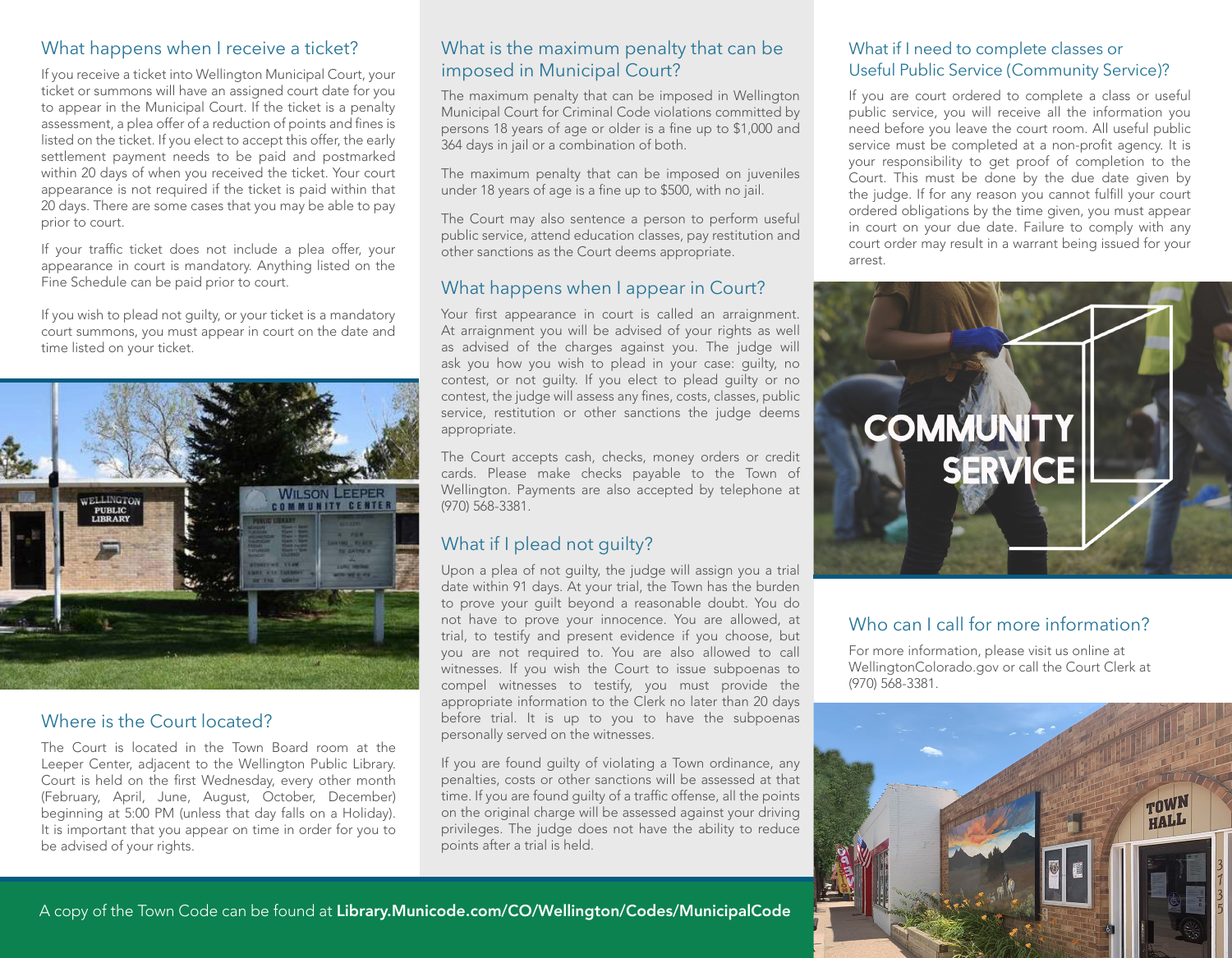## What happens when I receive a ticket?

If you receive a ticket into Wellington Municipal Court, your ticket or summons will have an assigned court date for you to appear in the Municipal Court. If the ticket is a penalty assessment, a plea offer of a reduction of points and fines is listed on the ticket. If you elect to accept this offer, the early settlement payment needs to be paid and postmarked within 20 days of when you received the ticket. Your court appearance is not required if the ticket is paid within that 20 days. There are some cases that you may be able to pay prior to court.

If your traffic ticket does not include a plea offer, your appearance in court is mandatory. Anything listed on the Fine Schedule can be paid prior to court.

If you wish to plead not guilty, or your ticket is a mandatory court summons, you must appear in court on the date and time listed on your ticket.

## Where is the Court located?

The Court is located in the Town Board room at the Leeper Center, adjacent to the Wellington Public Library. Court is held on the first Wednesday, every other month (February, April, June, August, October, December) beginning at 5:00 PM (unless that day falls on a Holiday). It is important that you appear on time in order for you to be advised of your rights.

## What is the maximum penalty that can be imposed in Municipal Court?

The maximum penalty that can be imposed in Wellington Municipal Court for Criminal Code violations committed by persons 18 years of age or older is a fine up to $1,000 and 364 days in jail or a combination of both.

The maximum penalty that can be imposed on juveniles under 18 years of age is a fine up to $500, with no jail.

The Court may also sentence a person to perform useful public service, attend education classes, pay restitution and other sanctions as the Court deems appropriate.

## What happens when I appear in Court?

Your first appearance in court is called an arraignment. At arraignment you will be advised of your rights as well as advised of the charges against you. The judge will ask you how you wish to plead in your case: guilty, no contest, or not guilty. If you elect to plead guilty or no contest, the judge will assess any fines, costs, classes, public service, restitution or other sanctions the judge deems appropriate.

The Court accepts cash, checks, money orders or credit cards. Please make checks payable to the Town of Wellington. Payments are also accepted by telephone at (970) 568-3381.

## What if I plead not guilty?

Upon a plea of not guilty, the judge will assign you a trial date within 91 days. At your trial, the Town has the burden to prove your guilt beyond a reasonable doubt. You do not have to prove your innocence. You are allowed, at trial, to testify and present evidence if you choose, but you are not required to. You are also allowed to call witnesses. If you wish the Court to issue subpoenas to compel witnesses to testify, you must provide the appropriate information to the Clerk no later than 20 days before trial. It is up to you to have the subpoenas personally served on the witnesses.

If you are found guilty of violating a Town ordinance, any penalties, costs or other sanctions will be assessed at that time. If you are found guilty of a traffic offense, all the points on the original charge will be assessed against your driving privileges. The judge does not have the ability to reduce points after a trial is held.

## What if I need to complete classes or Useful Public Service (Community Service)?

If you are court ordered to complete a class or useful public service, you will receive all the information you need before you leave the court room. All useful public service must be completed at a non-profit agency. It is your responsibility to get proof of completion to the Court. This must be done by the due date given by the judge. If for any reason you cannot fulfill your court ordered obligations by the time given, you must appear in court on your due date. Failure to comply with any court order may result in a warrant being issued for your arrest.

## Who can I call for more information?

For more information, please visit us online at WellingtonColorado.gov or call the Court Clerk at (970) 568-3381.

A copy of the Town Code can be found at **Library.Municode.com/CO/Wellington/Codes/MunicipalCode**